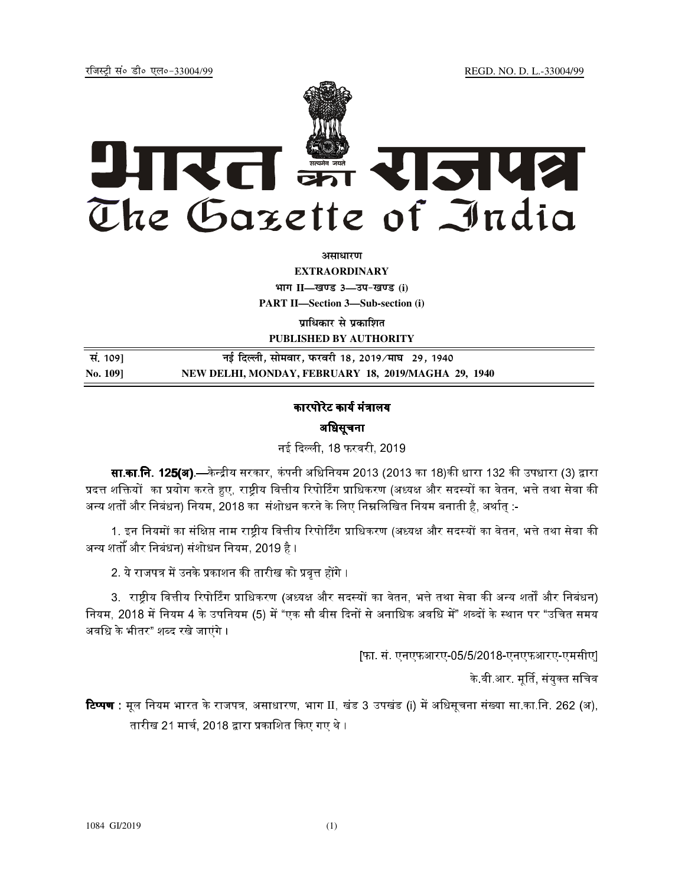रजिस्ट्री सं० डी० एल०-33004/99 REGD. NO. D. L.-33004/99

# भारत का राजपत्र
# The Gazette of India

**असाधारण**

**EXTRAORDINARY**

**भाग II—खण्ड 3—उप-खण्ड (i)**

**PART II—Section 3—Sub-section (i)**

**प्राधिकार से प्रकाशित**

**PUBLISHED BY AUTHORITY**

| सं. 109] | नई दिल्ली, सोमवार, फरवरी 18, 2019/माघ 29, 1940 |
|---|---|
| **No. 109]** | **NEW DELHI, MONDAY, FEBRUARY 18, 2019/MAGHA 29, 1940** |

## कारपोरेट कार्य मंत्रालय

### अधिसूचना

नई दिल्ली, 18 फरवरी, 2019

**सा.का.नि. 125(अ).**—केन्द्रीय सरकार, कंपनी अधिनियम 2013 (2013 का 18)की धारा 132 की उपधारा (3) द्वारा प्रदत्त शक्तियों का प्रयोग करते हुए, राष्ट्रीय वित्तीय रिपोर्टिंग प्राधिकरण (अध्यक्ष और सदस्यों का वेतन, भत्ते तथा सेवा की अन्य शर्तों और निबंधन) नियम, 2018 का संशोधन करने के लिए निम्नलिखित नियम बनाती है, अर्थात् :-

1. इन नियमों का संक्षिप्त नाम राष्ट्रीय वित्तीय रिपोर्टिंग प्राधिकरण (अध्यक्ष और सदस्यों का वेतन, भत्ते तथा सेवा की अन्य शर्तों और निबंधन) संशोधन नियम, 2019 है।

2. ये राजपत्र में उनके प्रकाशन की तारीख को प्रवृत्त होंगे।

3. राष्ट्रीय वित्तीय रिपोर्टिंग प्राधिकरण (अध्यक्ष और सदस्यों का वेतन, भत्ते तथा सेवा की अन्य शर्तों और निबंधन) नियम, 2018 में नियम 4 के उपनियम (5) में "एक सौ बीस दिनों से अनाधिक अवधि में" शब्दों के स्थान पर "उचित समय अवधि के भीतर" शब्द रखे जाएंगे।

[फा. सं. एनएफआरए-05/5/2018-एनएफआरए-एमसीए]

के.वी.आर. मूर्ति, संयुक्त सचिव

**टिप्पण** : मूल नियम भारत के राजपत्र, असाधारण, भाग II, खंड 3 उपखंड (i) में अधिसूचना संख्या सा.का.नि. 262 (अ), तारीख 21 मार्च, 2018 द्वारा प्रकाशित किए गए थे।

1084 GI/2019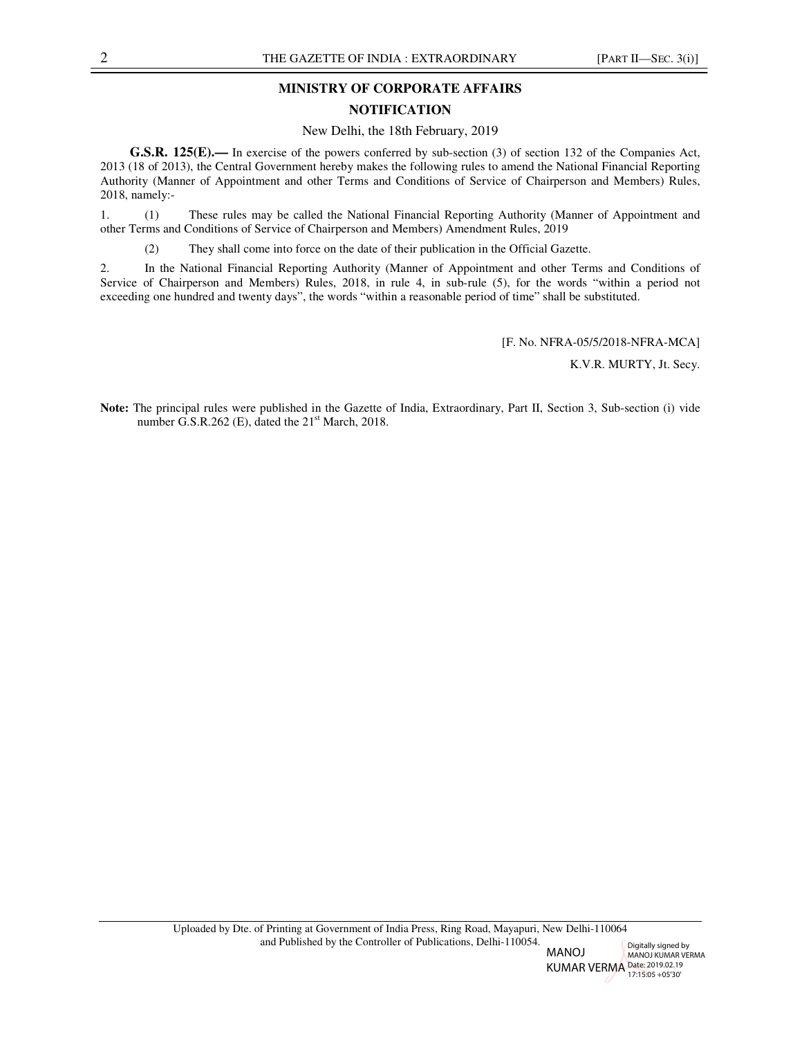## MINISTRY OF CORPORATE AFFAIRS

## NOTIFICATION

New Delhi, the 18th February, 2019

**G.S.R. 125(E).—** In exercise of the powers conferred by sub-section (3) of section 132 of the Companies Act, 2013 (18 of 2013), the Central Government hereby makes the following rules to amend the National Financial Reporting Authority (Manner of Appointment and other Terms and Conditions of Service of Chairperson and Members) Rules, 2018, namely:-

1. (1) These rules may be called the National Financial Reporting Authority (Manner of Appointment and other Terms and Conditions of Service of Chairperson and Members) Amendment Rules, 2019

(2) They shall come into force on the date of their publication in the Official Gazette.

2. In the National Financial Reporting Authority (Manner of Appointment and other Terms and Conditions of Service of Chairperson and Members) Rules, 2018, in rule 4, in sub-rule (5), for the words "within a period not exceeding one hundred and twenty days", the words "within a reasonable period of time" shall be substituted.

[F. No. NFRA-05/5/2018-NFRA-MCA]

K.V.R. MURTY, Jt. Secy.

**Note:** The principal rules were published in the Gazette of India, Extraordinary, Part II, Section 3, Sub-section (i) vide number G.S.R.262 (E), dated the 21st March, 2018.

Uploaded by Dte. of Printing at Government of India Press, Ring Road, Mayapuri, New Delhi-110064 and Published by the Controller of Publications, Delhi-110054.

MANOJ KUMAR VERMA

Digitally signed by MANOJ KUMAR VERMA Date: 2019.02.19 17:15:05 +05'30'